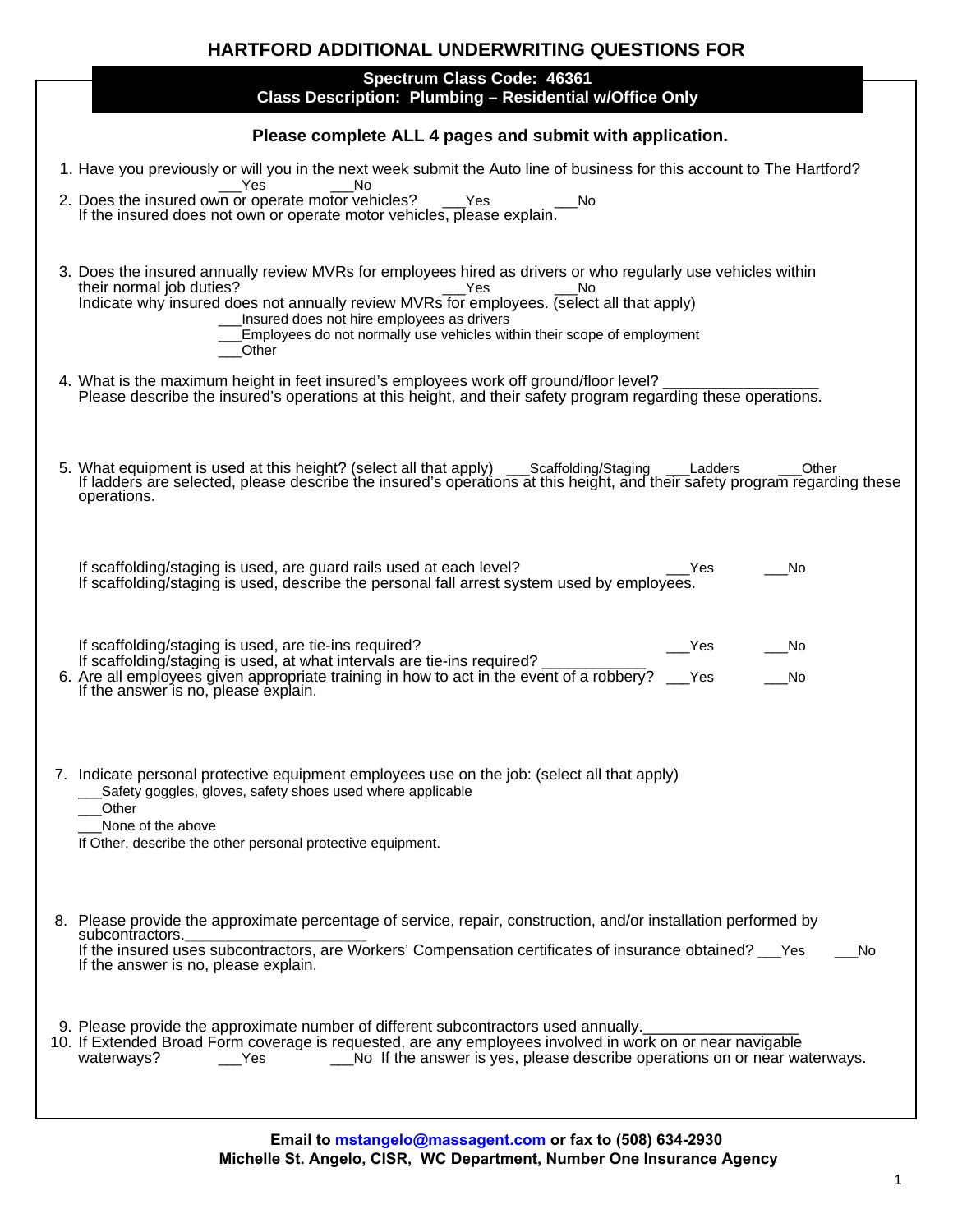# HARTFORD ADDITIONAL UNDERWRITING QUESTIONS FOR

**Spectrum Class Code: 46361**
**Class Description: Plumbing – Residential w/Office Only**

**Please complete ALL 4 pages and submit with application.**

1. Have you previously or will you in the next week submit the Auto line of business for this account to The Hartford?
   ___Yes ___No
2. Does the insured own or operate motor vehicles? ___Yes ___No
   If the insured does not own or operate motor vehicles, please explain.

3. Does the insured annually review MVRs for employees hired as drivers or who regularly use vehicles within their normal job duties? ___Yes ___No
   Indicate why insured does not annually review MVRs for employees. (select all that apply)
   ___Insured does not hire employees as drivers
   ___Employees do not normally use vehicles within their scope of employment
   ___Other

4. What is the maximum height in feet insured's employees work off ground/floor level? __________________
   Please describe the insured's operations at this height, and their safety program regarding these operations.

5. What equipment is used at this height? (select all that apply) ___Scaffolding/Staging ___Ladders ___Other
   If ladders are selected, please describe the insured's operations at this height, and their safety program regarding these operations.

   If scaffolding/staging is used, are guard rails used at each level? ___Yes ___No
   If scaffolding/staging is used, describe the personal fall arrest system used by employees.

   If scaffolding/staging is used, are tie-ins required? ___Yes ___No
   If scaffolding/staging is used, at what intervals are tie-ins required? ____________
6. Are all employees given appropriate training in how to act in the event of a robbery? ___Yes ___No
   If the answer is no, please explain.

7. Indicate personal protective equipment employees use on the job: (select all that apply)
   ___Safety goggles, gloves, safety shoes used where applicable
   ___Other
   ___None of the above
   If Other, describe the other personal protective equipment.

8. Please provide the approximate percentage of service, repair, construction, and/or installation performed by subcontractors.______________________
   If the insured uses subcontractors, are Workers' Compensation certificates of insurance obtained? ___Yes ___No
   If the answer is no, please explain.

9. Please provide the approximate number of different subcontractors used annually.__________________
10. If Extended Broad Form coverage is requested, are any employees involved in work on or near navigable waterways? ___Yes ___No If the answer is yes, please describe operations on or near waterways.

**Email to mstangelo@massagent.com or fax to (508) 634-2930**
**Michelle St. Angelo, CISR, WC Department, Number One Insurance Agency**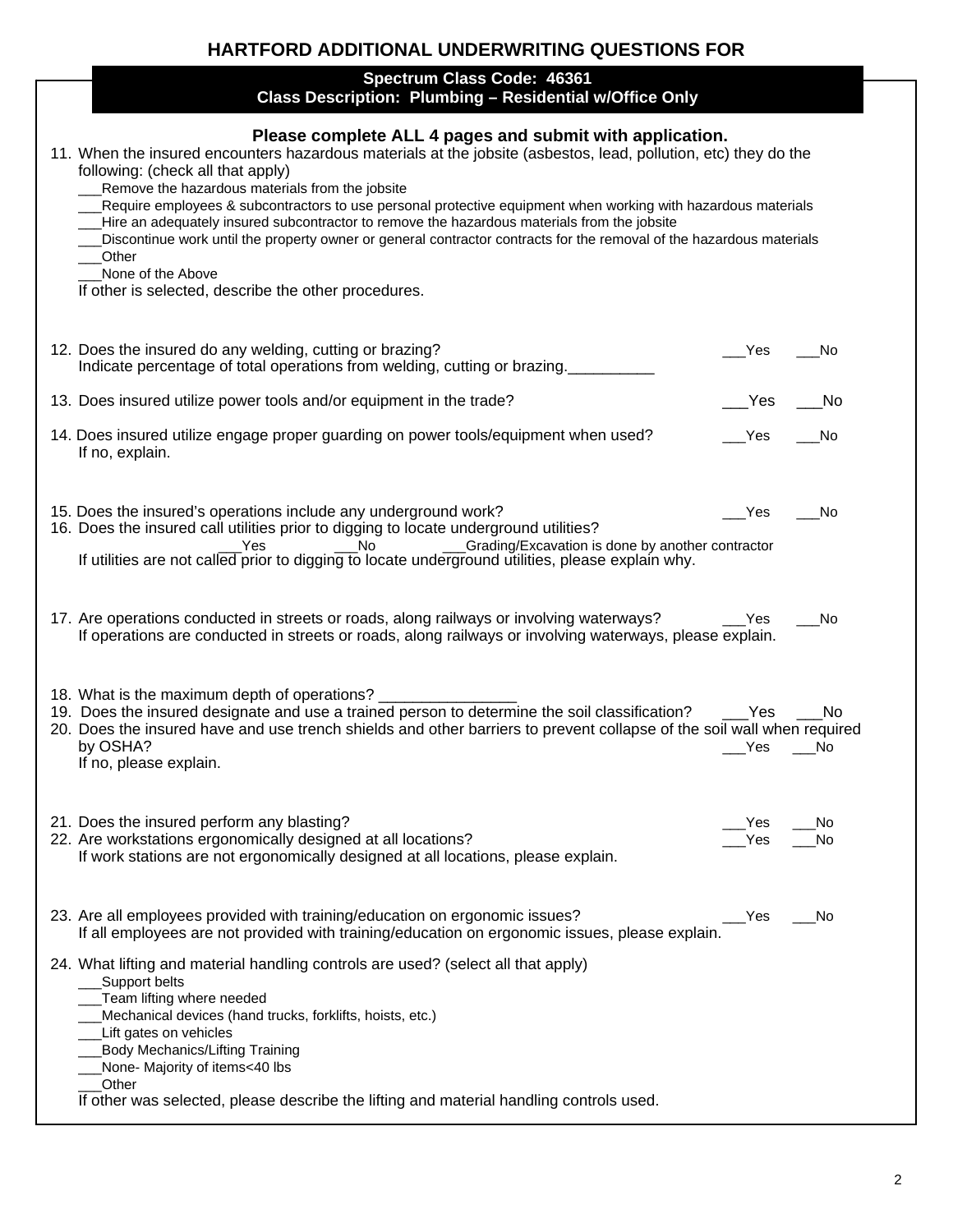## HARTFORD ADDITIONAL UNDERWRITING QUESTIONS FOR

**Spectrum Class Code: 46361**
**Class Description: Plumbing – Residential w/Office Only**

**Please complete ALL 4 pages and submit with application.**

11. When the insured encounters hazardous materials at the jobsite (asbestos, lead, pollution, etc) they do the following: (check all that apply)
    ___Remove the hazardous materials from the jobsite
    ___Require employees & subcontractors to use personal protective equipment when working with hazardous materials
    ___Hire an adequately insured subcontractor to remove the hazardous materials from the jobsite
    ___Discontinue work until the property owner or general contractor contracts for the removal of the hazardous materials
    ___Other
    ___None of the Above
    If other is selected, describe the other procedures.

12. Does the insured do any welding, cutting or brazing? ___Yes ___No
    Indicate percentage of total operations from welding, cutting or brazing.__________

13. Does insured utilize power tools and/or equipment in the trade? ___Yes ___No

14. Does insured utilize engage proper guarding on power tools/equipment when used? ___Yes ___No
    If no, explain.

15. Does the insured's operations include any underground work? ___Yes ___No

16. Does the insured call utilities prior to digging to locate underground utilities?
    ___Yes ___No ___Grading/Excavation is done by another contractor
    If utilities are not called prior to digging to locate underground utilities, please explain why.

17. Are operations conducted in streets or roads, along railways or involving waterways? ___Yes ___No
    If operations are conducted in streets or roads, along railways or involving waterways, please explain.

18. What is the maximum depth of operations? ________________

19. Does the insured designate and use a trained person to determine the soil classification? ___Yes ___No

20. Does the insured have and use trench shields and other barriers to prevent collapse of the soil wall when required by OSHA? ___Yes ___No
    If no, please explain.

21. Does the insured perform any blasting? ___Yes ___No

22. Are workstations ergonomically designed at all locations? ___Yes ___No
    If work stations are not ergonomically designed at all locations, please explain.

23. Are all employees provided with training/education on ergonomic issues? ___Yes ___No
    If all employees are not provided with training/education on ergonomic issues, please explain.

24. What lifting and material handling controls are used? (select all that apply)
    ___Support belts
    ___Team lifting where needed
    ___Mechanical devices (hand trucks, forklifts, hoists, etc.)
    ___Lift gates on vehicles
    ___Body Mechanics/Lifting Training
    ___None- Majority of items<40 lbs
    ___Other
    If other was selected, please describe the lifting and material handling controls used.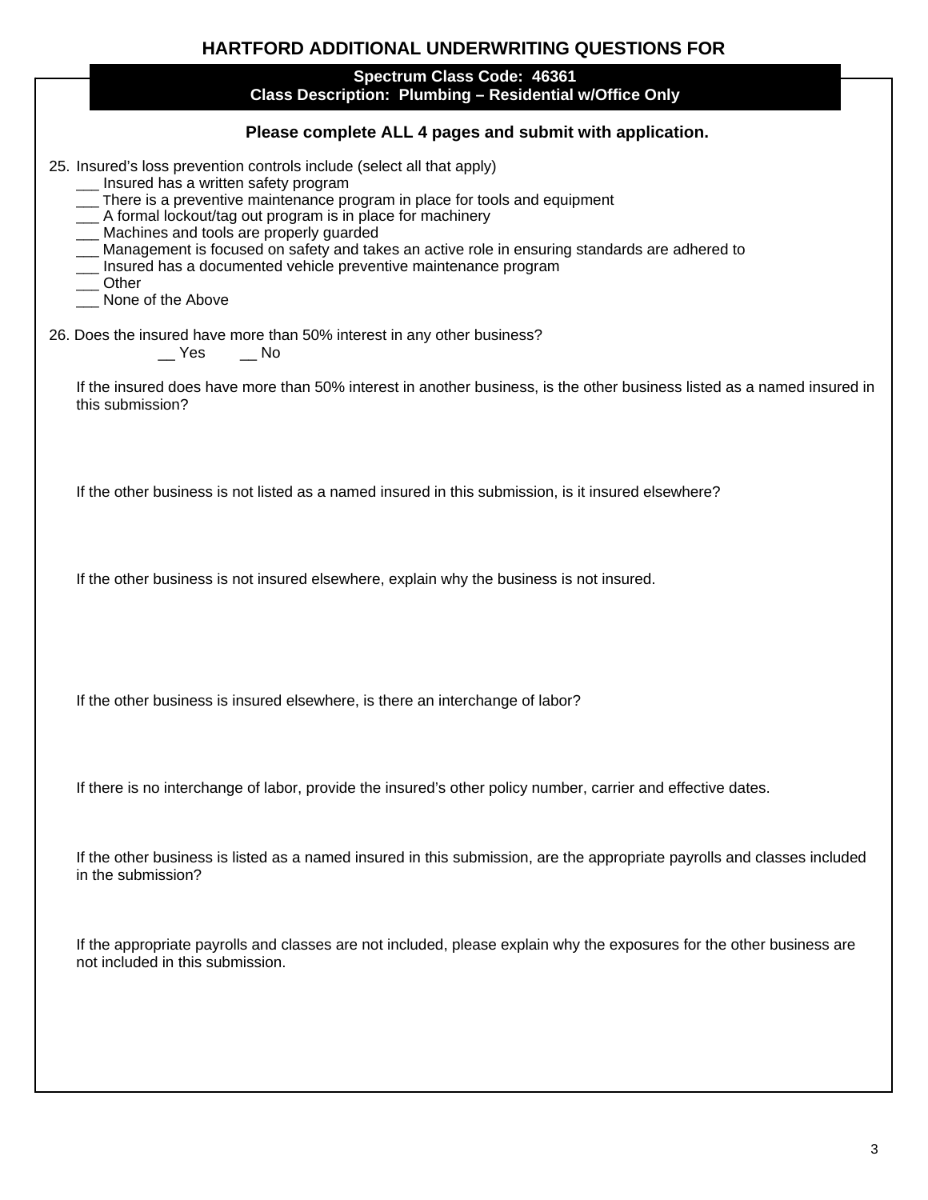## HARTFORD ADDITIONAL UNDERWRITING QUESTIONS FOR

**Spectrum Class Code: 46361**
**Class Description: Plumbing – Residential w/Office Only**

**Please complete ALL 4 pages and submit with application.**

25. Insured's loss prevention controls include (select all that apply)
    ___ Insured has a written safety program
    ___ There is a preventive maintenance program in place for tools and equipment
    ___ A formal lockout/tag out program is in place for machinery
    ___ Machines and tools are properly guarded
    ___ Management is focused on safety and takes an active role in ensuring standards are adhered to
    ___ Insured has a documented vehicle preventive maintenance program
    ___ Other
    ___ None of the Above

26. Does the insured have more than 50% interest in any other business?
    __ Yes __ No

    If the insured does have more than 50% interest in another business, is the other business listed as a named insured in this submission?

    If the other business is not listed as a named insured in this submission, is it insured elsewhere?

    If the other business is not insured elsewhere, explain why the business is not insured.

    If the other business is insured elsewhere, is there an interchange of labor?

    If there is no interchange of labor, provide the insured's other policy number, carrier and effective dates.

    If the other business is listed as a named insured in this submission, are the appropriate payrolls and classes included in the submission?

    If the appropriate payrolls and classes are not included, please explain why the exposures for the other business are not included in this submission.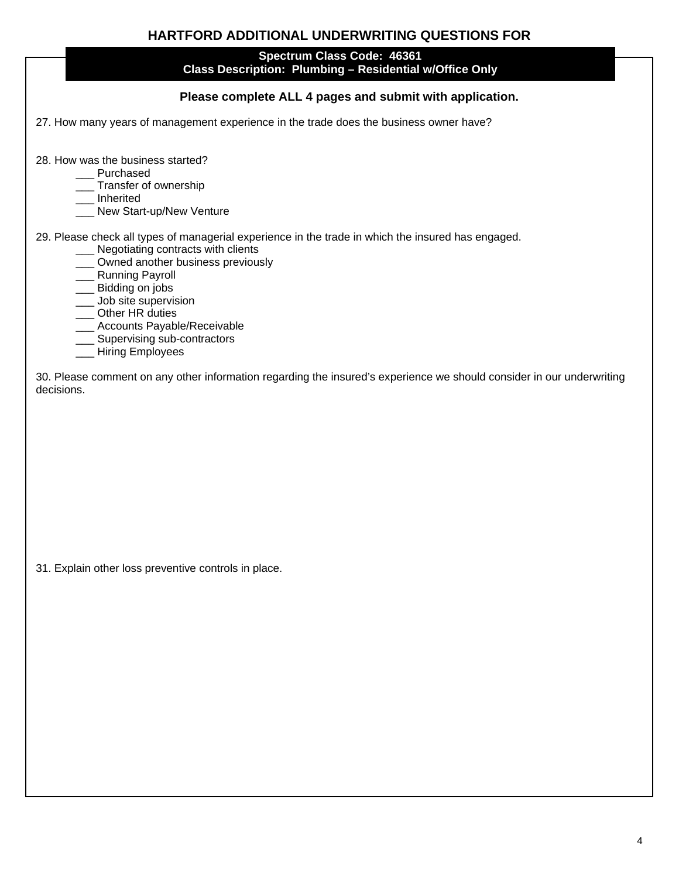## HARTFORD ADDITIONAL UNDERWRITING QUESTIONS FOR

**Spectrum Class Code: 46361**
**Class Description: Plumbing – Residential w/Office Only**

**Please complete ALL 4 pages and submit with application.**

27. How many years of management experience in the trade does the business owner have?

28. How was the business started?
    - ___ Purchased
    - ___ Transfer of ownership
    - ___ Inherited
    - ___ New Start-up/New Venture

29. Please check all types of managerial experience in the trade in which the insured has engaged.
    - ___ Negotiating contracts with clients
    - ___ Owned another business previously
    - ___ Running Payroll
    - ___ Bidding on jobs
    - ___ Job site supervision
    - ___ Other HR duties
    - ___ Accounts Payable/Receivable
    - ___ Supervising sub-contractors
    - ___ Hiring Employees

30. Please comment on any other information regarding the insured's experience we should consider in our underwriting decisions.

31. Explain other loss preventive controls in place.